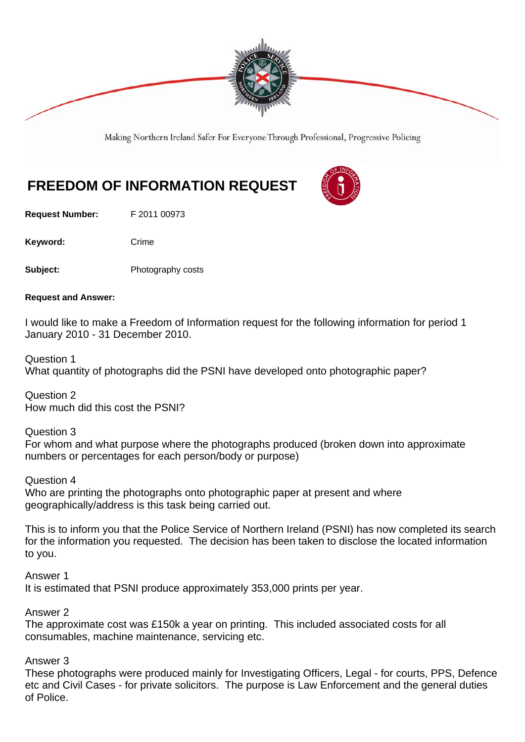Making Northern Ireland Safer For Everyone Through Professional, Progressive Policing

# FREEDOM OF INFORMATION REQUEST

**Request Number:** F 2011 00973

**Keyword:** Crime

**Subject:** Photography costs

**Request and Answer:**

I would like to make a Freedom of Information request for the following information for period 1 January 2010 - 31 December 2010.

Question 1
What quantity of photographs did the PSNI have developed onto photographic paper?

Question 2
How much did this cost the PSNI?

Question 3
For whom and what purpose where the photographs produced (broken down into approximate numbers or percentages for each person/body or purpose)

Question 4
Who are printing the photographs onto photographic paper at present and where geographically/address is this task being carried out.

This is to inform you that the Police Service of Northern Ireland (PSNI) has now completed its search for the information you requested. The decision has been taken to disclose the located information to you.

Answer 1
It is estimated that PSNI produce approximately 353,000 prints per year.

Answer 2
The approximate cost was £150k a year on printing. This included associated costs for all consumables, machine maintenance, servicing etc.

Answer 3
These photographs were produced mainly for Investigating Officers, Legal - for courts, PPS, Defence etc and Civil Cases - for private solicitors. The purpose is Law Enforcement and the general duties of Police.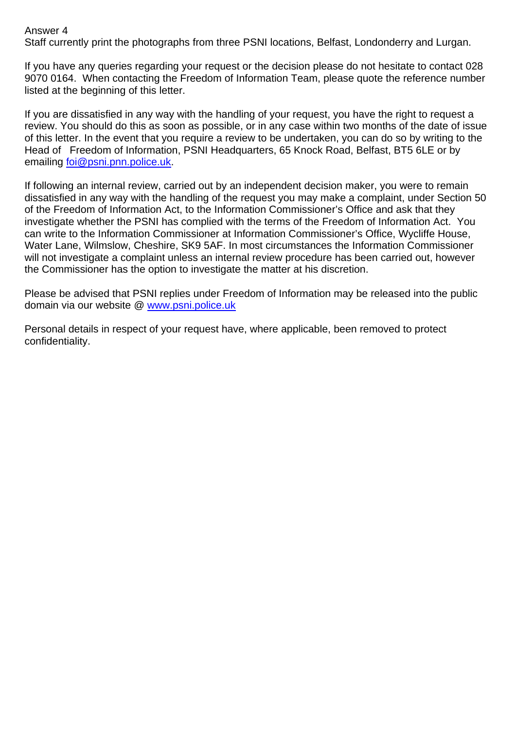Answer 4
Staff currently print the photographs from three PSNI locations, Belfast, Londonderry and Lurgan.

If you have any queries regarding your request or the decision please do not hesitate to contact 028 9070 0164. When contacting the Freedom of Information Team, please quote the reference number listed at the beginning of this letter.

If you are dissatisfied in any way with the handling of your request, you have the right to request a review. You should do this as soon as possible, or in any case within two months of the date of issue of this letter. In the event that you require a review to be undertaken, you can do so by writing to the Head of Freedom of Information, PSNI Headquarters, 65 Knock Road, Belfast, BT5 6LE or by emailing [foi@psni.pnn.police.uk](mailto:foi@psni.pnn.police.uk).

If following an internal review, carried out by an independent decision maker, you were to remain dissatisfied in any way with the handling of the request you may make a complaint, under Section 50 of the Freedom of Information Act, to the Information Commissioner's Office and ask that they investigate whether the PSNI has complied with the terms of the Freedom of Information Act. You can write to the Information Commissioner at Information Commissioner's Office, Wycliffe House, Water Lane, Wilmslow, Cheshire, SK9 5AF. In most circumstances the Information Commissioner will not investigate a complaint unless an internal review procedure has been carried out, however the Commissioner has the option to investigate the matter at his discretion.

Please be advised that PSNI replies under Freedom of Information may be released into the public domain via our website @ [www.psni.police.uk](http://www.psni.police.uk)

Personal details in respect of your request have, where applicable, been removed to protect confidentiality.